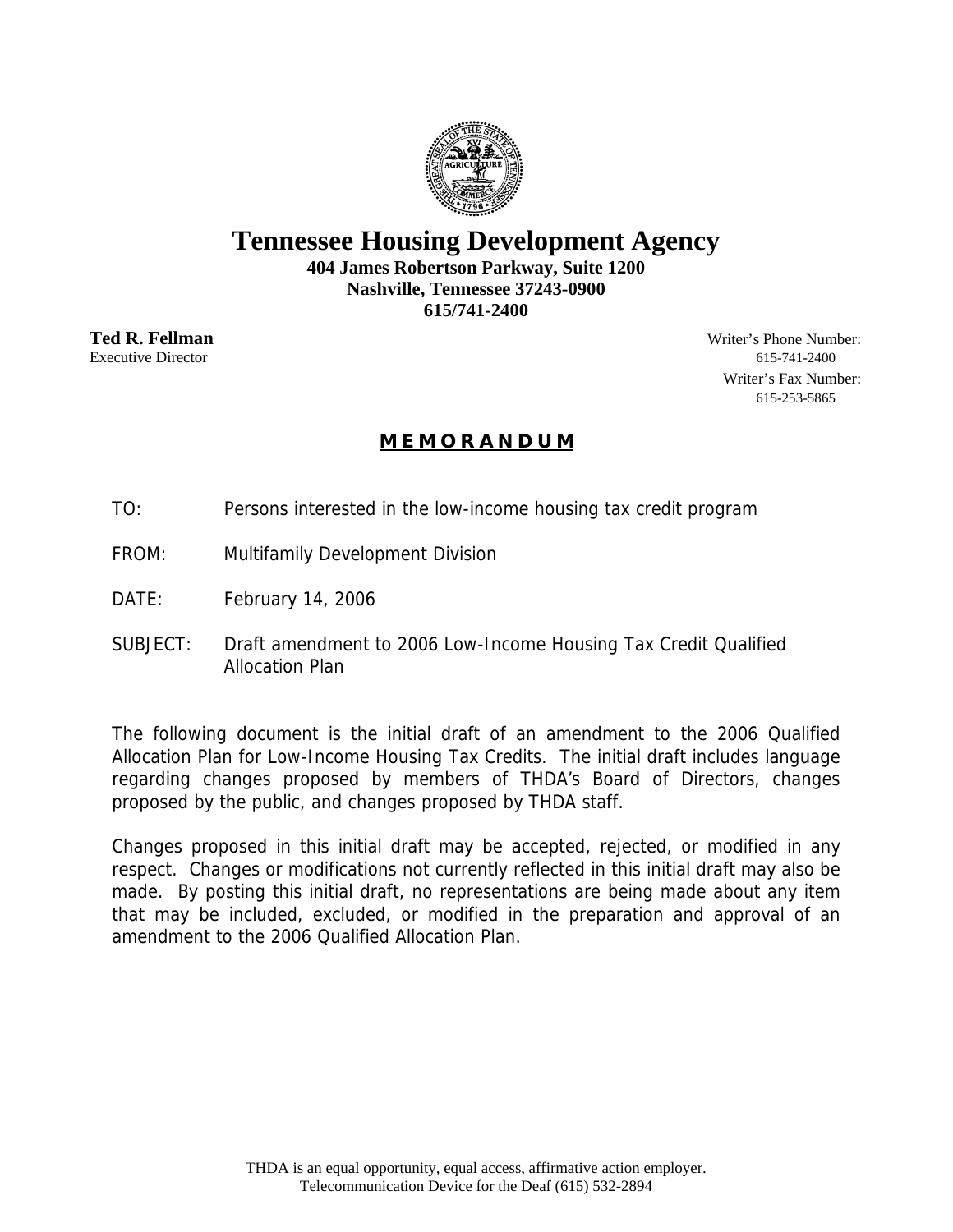# Tennessee Housing Development Agency

**404 James Robertson Parkway, Suite 1200**
**Nashville, Tennessee 37243-0900**
**615/741-2400**

**Ted R. Fellman**
Executive Director

Writer's Phone Number:
615-741-2400
Writer's Fax Number:
615-253-5865

## MEMORANDUM

TO: Persons interested in the low-income housing tax credit program

FROM: Multifamily Development Division

DATE: February 14, 2006

SUBJECT: Draft amendment to 2006 Low-Income Housing Tax Credit Qualified Allocation Plan

The following document is the initial draft of an amendment to the 2006 Qualified Allocation Plan for Low-Income Housing Tax Credits. The initial draft includes language regarding changes proposed by members of THDA's Board of Directors, changes proposed by the public, and changes proposed by THDA staff.

Changes proposed in this initial draft may be accepted, rejected, or modified in any respect. Changes or modifications not currently reflected in this initial draft may also be made. By posting this initial draft, no representations are being made about any item that may be included, excluded, or modified in the preparation and approval of an amendment to the 2006 Qualified Allocation Plan.

THDA is an equal opportunity, equal access, affirmative action employer.
Telecommunication Device for the Deaf (615) 532-2894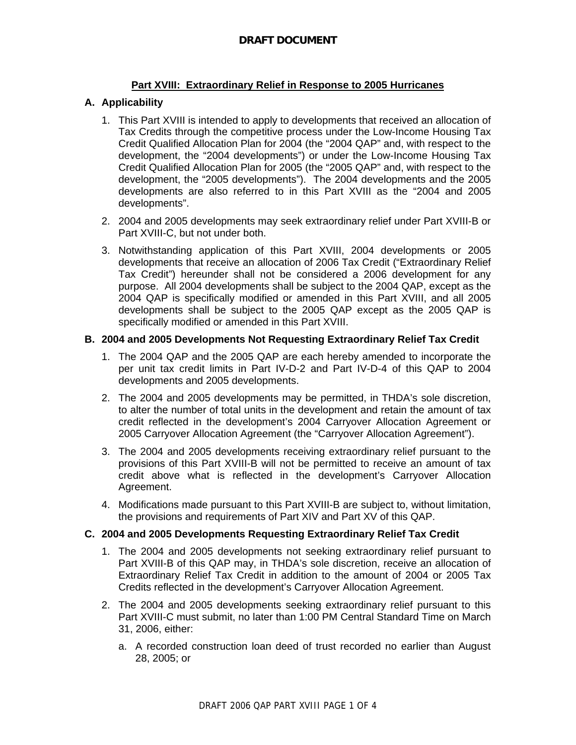**DRAFT DOCUMENT**

## Part XVIII: Extraordinary Relief in Response to 2005 Hurricanes

### A. Applicability

1. This Part XVIII is intended to apply to developments that received an allocation of Tax Credits through the competitive process under the Low-Income Housing Tax Credit Qualified Allocation Plan for 2004 (the "2004 QAP" and, with respect to the development, the "2004 developments") or under the Low-Income Housing Tax Credit Qualified Allocation Plan for 2005 (the "2005 QAP" and, with respect to the development, the "2005 developments"). The 2004 developments and the 2005 developments are also referred to in this Part XVIII as the "2004 and 2005 developments".
2. 2004 and 2005 developments may seek extraordinary relief under Part XVIII-B or Part XVIII-C, but not under both.
3. Notwithstanding application of this Part XVIII, 2004 developments or 2005 developments that receive an allocation of 2006 Tax Credit ("Extraordinary Relief Tax Credit") hereunder shall not be considered a 2006 development for any purpose. All 2004 developments shall be subject to the 2004 QAP, except as the 2004 QAP is specifically modified or amended in this Part XVIII, and all 2005 developments shall be subject to the 2005 QAP except as the 2005 QAP is specifically modified or amended in this Part XVIII.

### B. 2004 and 2005 Developments Not Requesting Extraordinary Relief Tax Credit

1. The 2004 QAP and the 2005 QAP are each hereby amended to incorporate the per unit tax credit limits in Part IV-D-2 and Part IV-D-4 of this QAP to 2004 developments and 2005 developments.
2. The 2004 and 2005 developments may be permitted, in THDA's sole discretion, to alter the number of total units in the development and retain the amount of tax credit reflected in the development's 2004 Carryover Allocation Agreement or 2005 Carryover Allocation Agreement (the "Carryover Allocation Agreement").
3. The 2004 and 2005 developments receiving extraordinary relief pursuant to the provisions of this Part XVIII-B will not be permitted to receive an amount of tax credit above what is reflected in the development's Carryover Allocation Agreement.
4. Modifications made pursuant to this Part XVIII-B are subject to, without limitation, the provisions and requirements of Part XIV and Part XV of this QAP.

### C. 2004 and 2005 Developments Requesting Extraordinary Relief Tax Credit

1. The 2004 and 2005 developments not seeking extraordinary relief pursuant to Part XVIII-B of this QAP may, in THDA's sole discretion, receive an allocation of Extraordinary Relief Tax Credit in addition to the amount of 2004 or 2005 Tax Credits reflected in the development's Carryover Allocation Agreement.
2. The 2004 and 2005 developments seeking extraordinary relief pursuant to this Part XVIII-C must submit, no later than 1:00 PM Central Standard Time on March 31, 2006, either:
   a. A recorded construction loan deed of trust recorded no earlier than August 28, 2005; or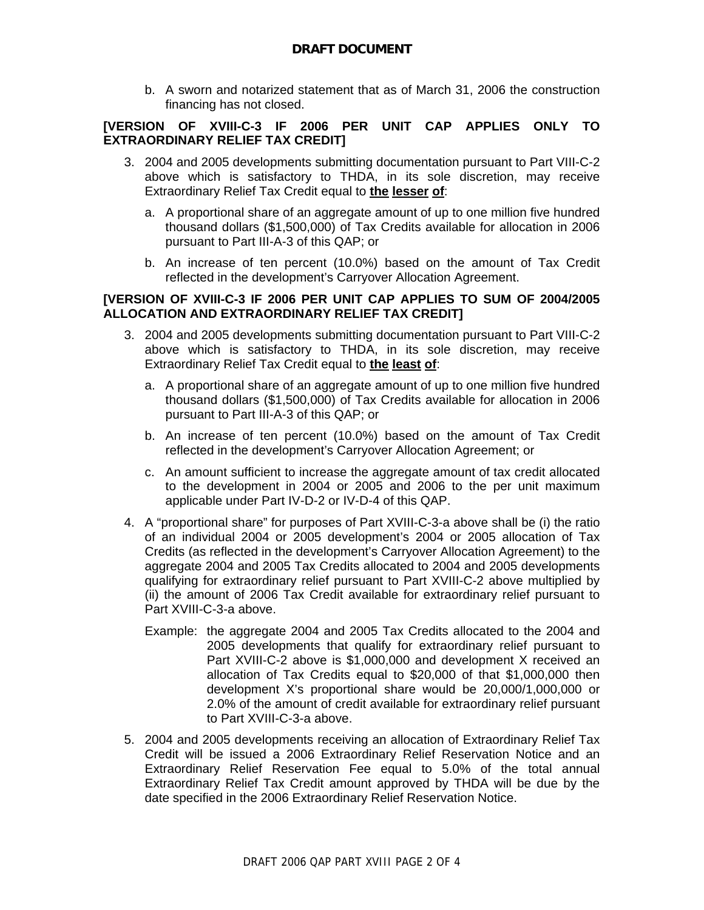**DRAFT DOCUMENT**

b. A sworn and notarized statement that as of March 31, 2006 the construction financing has not closed.

**[VERSION OF XVIII-C-3 IF 2006 PER UNIT CAP APPLIES ONLY TO EXTRAORDINARY RELIEF TAX CREDIT]**

3. 2004 and 2005 developments submitting documentation pursuant to Part VIII-C-2 above which is satisfactory to THDA, in its sole discretion, may receive Extraordinary Relief Tax Credit equal to **the lesser of**:

   a. A proportional share of an aggregate amount of up to one million five hundred thousand dollars ($1,500,000) of Tax Credits available for allocation in 2006 pursuant to Part III-A-3 of this QAP; or

   b. An increase of ten percent (10.0%) based on the amount of Tax Credit reflected in the development's Carryover Allocation Agreement.

**[VERSION OF XVIII-C-3 IF 2006 PER UNIT CAP APPLIES TO SUM OF 2004/2005 ALLOCATION AND EXTRAORDINARY RELIEF TAX CREDIT]**

3. 2004 and 2005 developments submitting documentation pursuant to Part VIII-C-2 above which is satisfactory to THDA, in its sole discretion, may receive Extraordinary Relief Tax Credit equal to **the least of**:

   a. A proportional share of an aggregate amount of up to one million five hundred thousand dollars ($1,500,000) of Tax Credits available for allocation in 2006 pursuant to Part III-A-3 of this QAP; or

   b. An increase of ten percent (10.0%) based on the amount of Tax Credit reflected in the development's Carryover Allocation Agreement; or

   c. An amount sufficient to increase the aggregate amount of tax credit allocated to the development in 2004 or 2005 and 2006 to the per unit maximum applicable under Part IV-D-2 or IV-D-4 of this QAP.

4. A "proportional share" for purposes of Part XVIII-C-3-a above shall be (i) the ratio of an individual 2004 or 2005 development's 2004 or 2005 allocation of Tax Credits (as reflected in the development's Carryover Allocation Agreement) to the aggregate 2004 and 2005 Tax Credits allocated to 2004 and 2005 developments qualifying for extraordinary relief pursuant to Part XVIII-C-2 above multiplied by (ii) the amount of 2006 Tax Credit available for extraordinary relief pursuant to Part XVIII-C-3-a above.

   Example: the aggregate 2004 and 2005 Tax Credits allocated to the 2004 and 2005 developments that qualify for extraordinary relief pursuant to Part XVIII-C-2 above is $1,000,000 and development X received an allocation of Tax Credits equal to $20,000 of that $1,000,000 then development X's proportional share would be 20,000/1,000,000 or 2.0% of the amount of credit available for extraordinary relief pursuant to Part XVIII-C-3-a above.

5. 2004 and 2005 developments receiving an allocation of Extraordinary Relief Tax Credit will be issued a 2006 Extraordinary Relief Reservation Notice and an Extraordinary Relief Reservation Fee equal to 5.0% of the total annual Extraordinary Relief Tax Credit amount approved by THDA will be due by the date specified in the 2006 Extraordinary Relief Reservation Notice.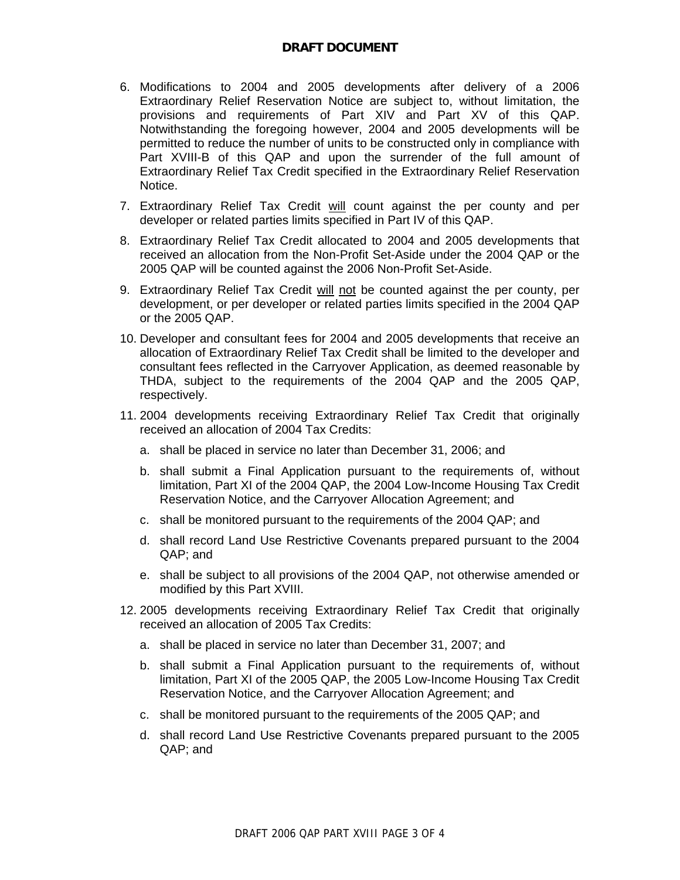**DRAFT DOCUMENT**

6. Modifications to 2004 and 2005 developments after delivery of a 2006 Extraordinary Relief Reservation Notice are subject to, without limitation, the provisions and requirements of Part XIV and Part XV of this QAP. Notwithstanding the foregoing however, 2004 and 2005 developments will be permitted to reduce the number of units to be constructed only in compliance with Part XVIII-B of this QAP and upon the surrender of the full amount of Extraordinary Relief Tax Credit specified in the Extraordinary Relief Reservation Notice.

7. Extraordinary Relief Tax Credit <u>will</u> count against the per county and per developer or related parties limits specified in Part IV of this QAP.

8. Extraordinary Relief Tax Credit allocated to 2004 and 2005 developments that received an allocation from the Non-Profit Set-Aside under the 2004 QAP or the 2005 QAP will be counted against the 2006 Non-Profit Set-Aside.

9. Extraordinary Relief Tax Credit <u>will</u> <u>not</u> be counted against the per county, per development, or per developer or related parties limits specified in the 2004 QAP or the 2005 QAP.

10. Developer and consultant fees for 2004 and 2005 developments that receive an allocation of Extraordinary Relief Tax Credit shall be limited to the developer and consultant fees reflected in the Carryover Application, as deemed reasonable by THDA, subject to the requirements of the 2004 QAP and the 2005 QAP, respectively.

11. 2004 developments receiving Extraordinary Relief Tax Credit that originally received an allocation of 2004 Tax Credits:

    a. shall be placed in service no later than December 31, 2006; and

    b. shall submit a Final Application pursuant to the requirements of, without limitation, Part XI of the 2004 QAP, the 2004 Low-Income Housing Tax Credit Reservation Notice, and the Carryover Allocation Agreement; and

    c. shall be monitored pursuant to the requirements of the 2004 QAP; and

    d. shall record Land Use Restrictive Covenants prepared pursuant to the 2004 QAP; and

    e. shall be subject to all provisions of the 2004 QAP, not otherwise amended or modified by this Part XVIII.

12. 2005 developments receiving Extraordinary Relief Tax Credit that originally received an allocation of 2005 Tax Credits:

    a. shall be placed in service no later than December 31, 2007; and

    b. shall submit a Final Application pursuant to the requirements of, without limitation, Part XI of the 2005 QAP, the 2005 Low-Income Housing Tax Credit Reservation Notice, and the Carryover Allocation Agreement; and

    c. shall be monitored pursuant to the requirements of the 2005 QAP; and

    d. shall record Land Use Restrictive Covenants prepared pursuant to the 2005 QAP; and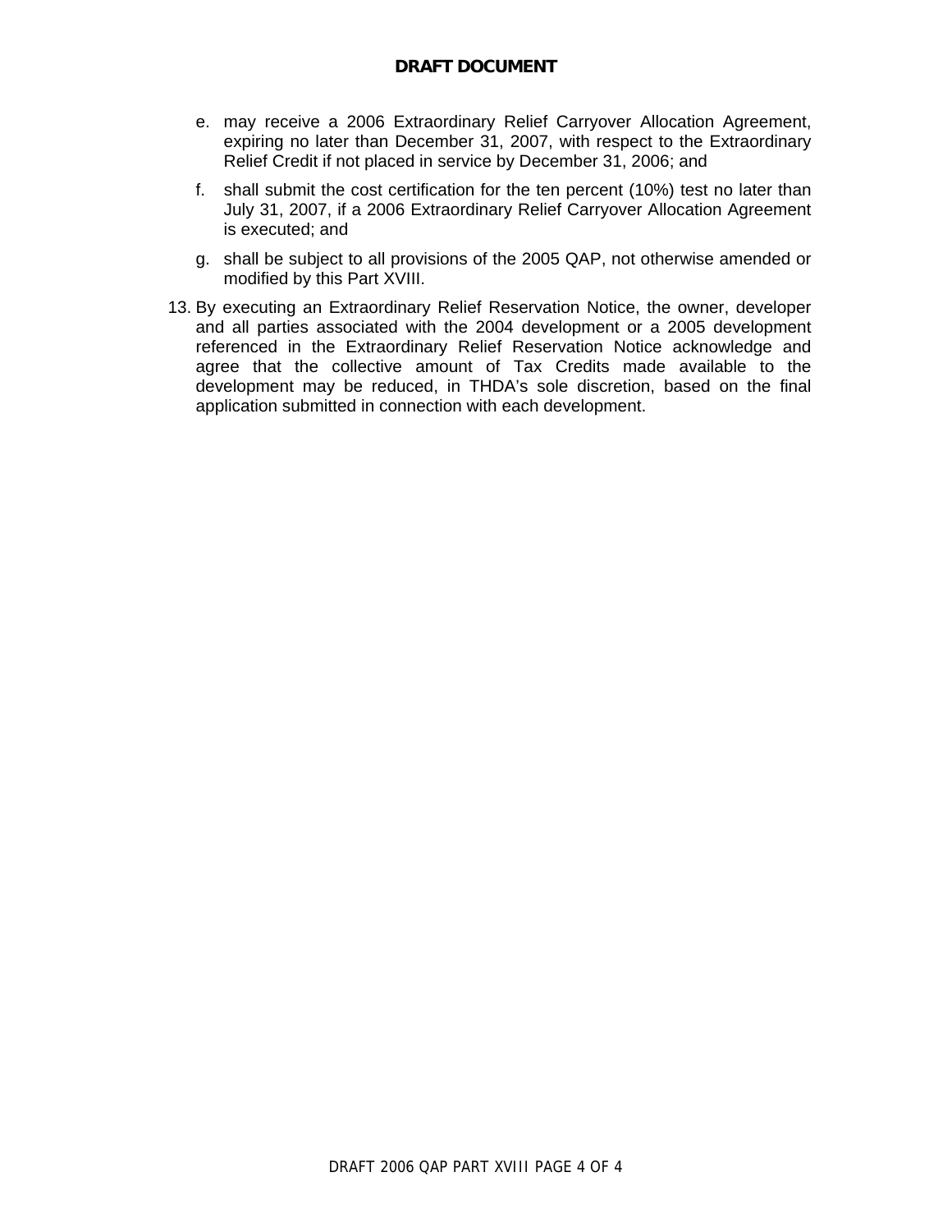e. may receive a 2006 Extraordinary Relief Carryover Allocation Agreement, expiring no later than December 31, 2007, with respect to the Extraordinary Relief Credit if not placed in service by December 31, 2006; and

f. shall submit the cost certification for the ten percent (10%) test no later than July 31, 2007, if a 2006 Extraordinary Relief Carryover Allocation Agreement is executed; and

g. shall be subject to all provisions of the 2005 QAP, not otherwise amended or modified by this Part XVIII.

13. By executing an Extraordinary Relief Reservation Notice, the owner, developer and all parties associated with the 2004 development or a 2005 development referenced in the Extraordinary Relief Reservation Notice acknowledge and agree that the collective amount of Tax Credits made available to the development may be reduced, in THDA's sole discretion, based on the final application submitted in connection with each development.